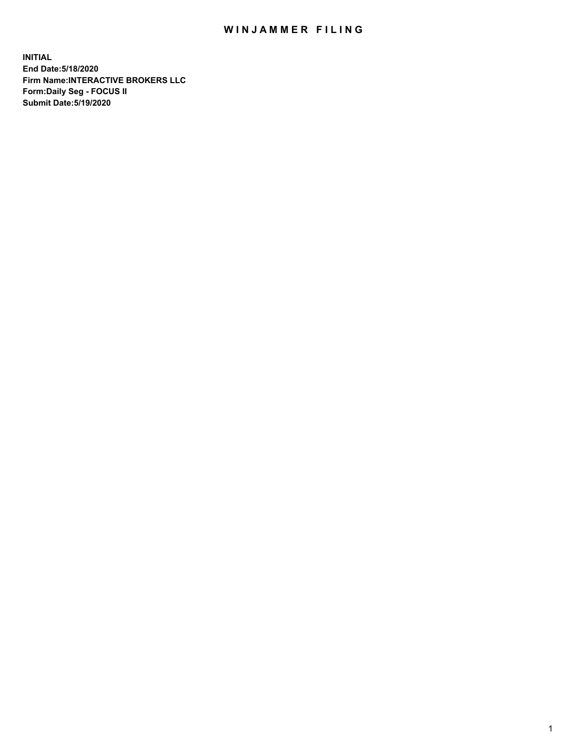# WINJAMMER FILING

**INITIAL**
**End Date:5/18/2020**
**Firm Name:INTERACTIVE BROKERS LLC**
**Form:Daily Seg - FOCUS II**
**Submit Date:5/19/2020**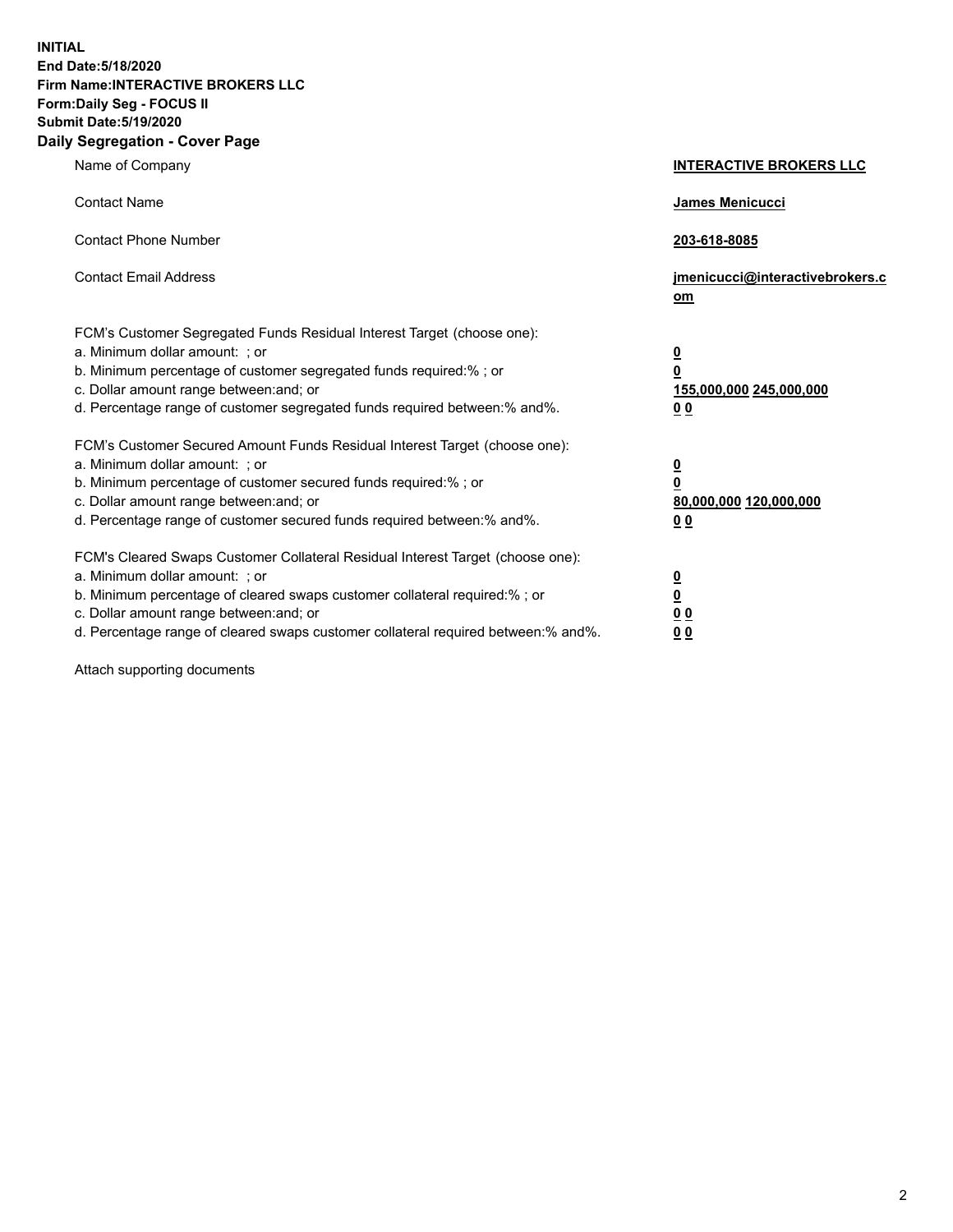**INITIAL**
**End Date:5/18/2020**
**Firm Name:INTERACTIVE BROKERS LLC**
**Form:Daily Seg - FOCUS II**
**Submit Date:5/19/2020**

## Daily Segregation - Cover Page

| | |
|---|---|
| Name of Company | **INTERACTIVE BROKERS LLC** |
| Contact Name | **James Menicucci** |
| Contact Phone Number | **203-618-8085** |
| Contact Email Address | **jmenicucci@interactivebrokers.com** |
| FCM's Customer Segregated Funds Residual Interest Target (choose one): | |
| a. Minimum dollar amount: ; or | **0** |
| b. Minimum percentage of customer segregated funds required:% ; or | **0** |
| c. Dollar amount range between:and; or | **155,000,000 245,000,000** |
| d. Percentage range of customer segregated funds required between:% and%. | **0 0** |
| FCM's Customer Secured Amount Funds Residual Interest Target (choose one): | |
| a. Minimum dollar amount: ; or | **0** |
| b. Minimum percentage of customer secured funds required:% ; or | **0** |
| c. Dollar amount range between:and; or | **80,000,000 120,000,000** |
| d. Percentage range of customer secured funds required between:% and%. | **0 0** |
| FCM's Cleared Swaps Customer Collateral Residual Interest Target (choose one): | |
| a. Minimum dollar amount: ; or | **0** |
| b. Minimum percentage of cleared swaps customer collateral required:% ; or | **0** |
| c. Dollar amount range between:and; or | **0 0** |
| d. Percentage range of cleared swaps customer collateral required between:% and%. | **0 0** |

Attach supporting documents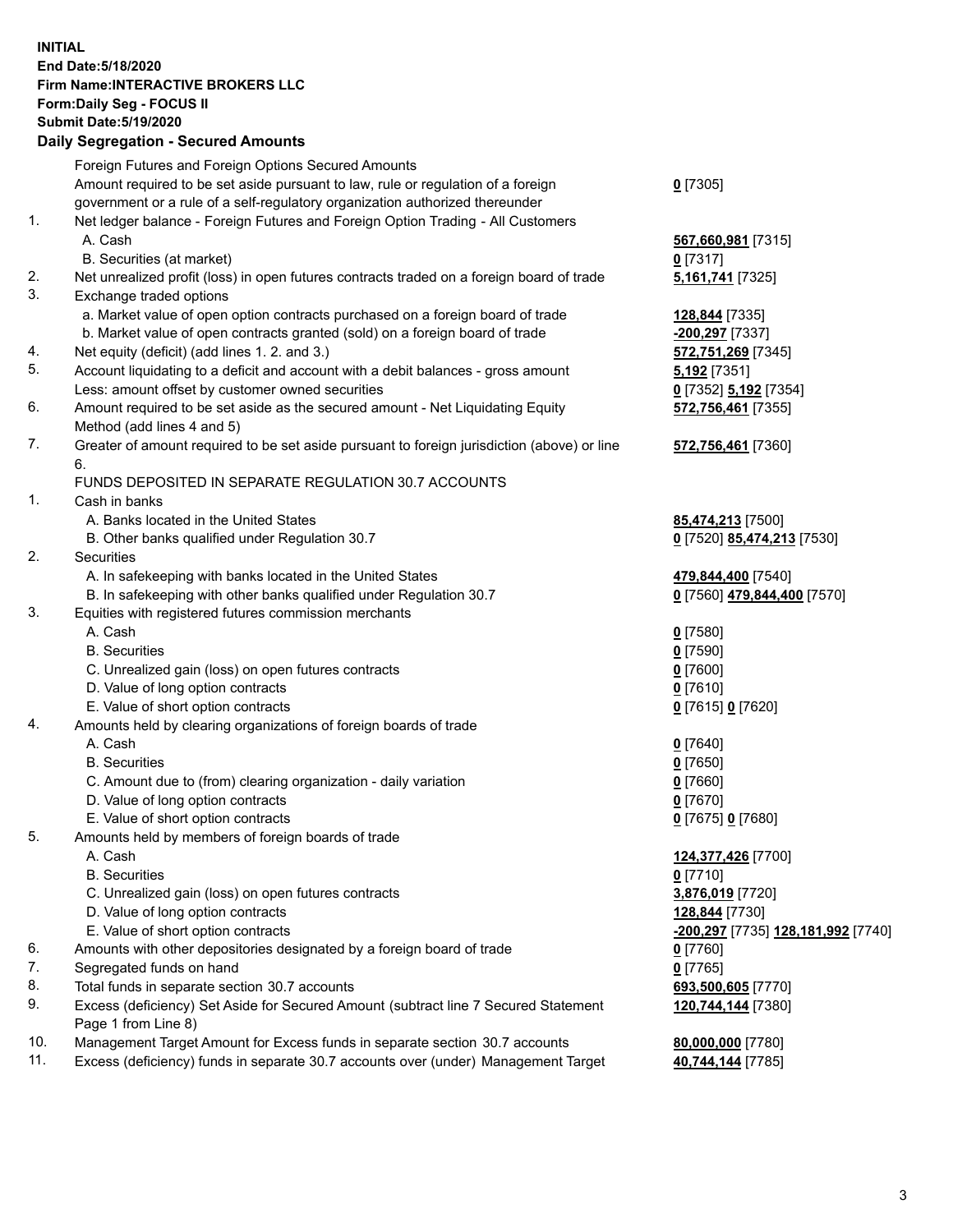**INITIAL**
**End Date:5/18/2020**
**Firm Name:INTERACTIVE BROKERS LLC**
**Form:Daily Seg - FOCUS II**
**Submit Date:5/19/2020**

**Daily Segregation - Secured Amounts**

| | | |
|---|---|---|
| | Foreign Futures and Foreign Options Secured Amounts | |
| | Amount required to be set aside pursuant to law, rule or regulation of a foreign government or a rule of a self-regulatory organization authorized thereunder | **0** [7305] |
| 1. | Net ledger balance - Foreign Futures and Foreign Option Trading - All Customers | |
| | A. Cash | **567,660,981** [7315] |
| | B. Securities (at market) | **0** [7317] |
| 2. | Net unrealized profit (loss) in open futures contracts traded on a foreign board of trade | **5,161,741** [7325] |
| 3. | Exchange traded options | |
| | a. Market value of open option contracts purchased on a foreign board of trade | **128,844** [7335] |
| | b. Market value of open contracts granted (sold) on a foreign board of trade | **-200,297** [7337] |
| 4. | Net equity (deficit) (add lines 1. 2. and 3.) | **572,751,269** [7345] |
| 5. | Account liquidating to a deficit and account with a debit balances - gross amount | **5,192** [7351] |
| | Less: amount offset by customer owned securities | **0** [7352] **5,192** [7354] |
| 6. | Amount required to be set aside as the secured amount - Net Liquidating Equity Method (add lines 4 and 5) | **572,756,461** [7355] |
| 7. | Greater of amount required to be set aside pursuant to foreign jurisdiction (above) or line 6. | **572,756,461** [7360] |
| | FUNDS DEPOSITED IN SEPARATE REGULATION 30.7 ACCOUNTS | |
| 1. | Cash in banks | |
| | A. Banks located in the United States | **85,474,213** [7500] |
| | B. Other banks qualified under Regulation 30.7 | **0** [7520] **85,474,213** [7530] |
| 2. | Securities | |
| | A. In safekeeping with banks located in the United States | **479,844,400** [7540] |
| | B. In safekeeping with other banks qualified under Regulation 30.7 | **0** [7560] **479,844,400** [7570] |
| 3. | Equities with registered futures commission merchants | |
| | A. Cash | **0** [7580] |
| | B. Securities | **0** [7590] |
| | C. Unrealized gain (loss) on open futures contracts | **0** [7600] |
| | D. Value of long option contracts | **0** [7610] |
| | E. Value of short option contracts | **0** [7615] **0** [7620] |
| 4. | Amounts held by clearing organizations of foreign boards of trade | |
| | A. Cash | **0** [7640] |
| | B. Securities | **0** [7650] |
| | C. Amount due to (from) clearing organization - daily variation | **0** [7660] |
| | D. Value of long option contracts | **0** [7670] |
| | E. Value of short option contracts | **0** [7675] **0** [7680] |
| 5. | Amounts held by members of foreign boards of trade | |
| | A. Cash | **124,377,426** [7700] |
| | B. Securities | **0** [7710] |
| | C. Unrealized gain (loss) on open futures contracts | **3,876,019** [7720] |
| | D. Value of long option contracts | **128,844** [7730] |
| | E. Value of short option contracts | **-200,297** [7735] **128,181,992** [7740] |
| 6. | Amounts with other depositories designated by a foreign board of trade | **0** [7760] |
| 7. | Segregated funds on hand | **0** [7765] |
| 8. | Total funds in separate section 30.7 accounts | **693,500,605** [7770] |
| 9. | Excess (deficiency) Set Aside for Secured Amount (subtract line 7 Secured Statement Page 1 from Line 8) | **120,744,144** [7380] |
| 10. | Management Target Amount for Excess funds in separate section 30.7 accounts | **80,000,000** [7780] |
| 11. | Excess (deficiency) funds in separate 30.7 accounts over (under) Management Target | **40,744,144** [7785] |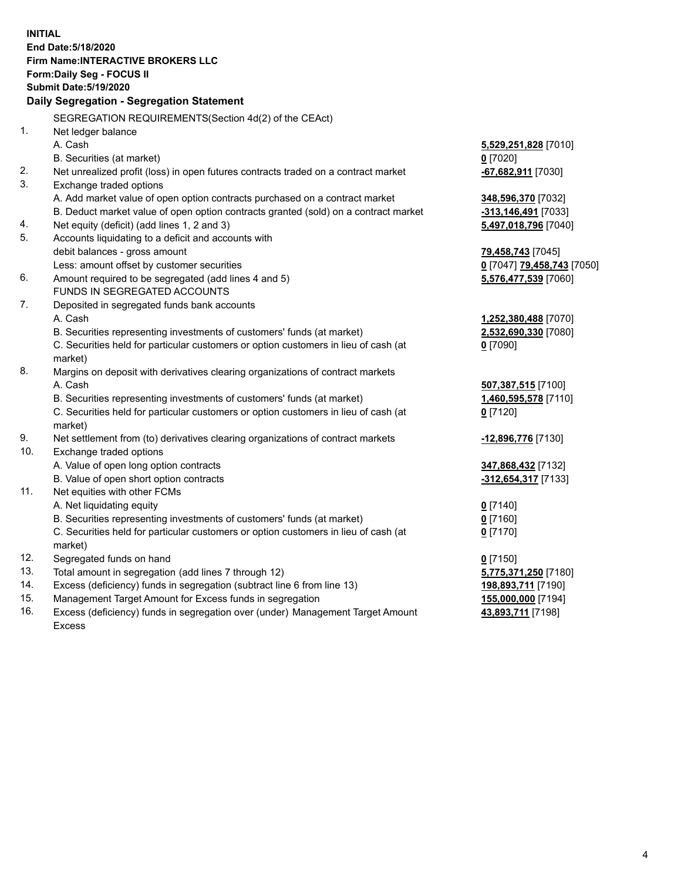**INITIAL**
**End Date:5/18/2020**
**Firm Name:INTERACTIVE BROKERS LLC**
**Form:Daily Seg - FOCUS II**
**Submit Date:5/19/2020**

**Daily Segregation - Segregation Statement**

SEGREGATION REQUIREMENTS(Section 4d(2) of the CEAct)

| | | |
|---|---|---|
| 1. | Net ledger balance | |
| | A. Cash | **5,529,251,828** [7010] |
| | B. Securities (at market) | **0** [7020] |
| 2. | Net unrealized profit (loss) in open futures contracts traded on a contract market | **-67,682,911** [7030] |
| 3. | Exchange traded options | |
| | A. Add market value of open option contracts purchased on a contract market | **348,596,370** [7032] |
| | B. Deduct market value of open option contracts granted (sold) on a contract market | **-313,146,491** [7033] |
| 4. | Net equity (deficit) (add lines 1, 2 and 3) | **5,497,018,796** [7040] |
| 5. | Accounts liquidating to a deficit and accounts with | |
| | debit balances - gross amount | **79,458,743** [7045] |
| | Less: amount offset by customer securities | **0** [7047] **79,458,743** [7050] |
| 6. | Amount required to be segregated (add lines 4 and 5) | **5,576,477,539** [7060] |
| | FUNDS IN SEGREGATED ACCOUNTS | |
| 7. | Deposited in segregated funds bank accounts | |
| | A. Cash | **1,252,380,488** [7070] |
| | B. Securities representing investments of customers' funds (at market) | **2,532,690,330** [7080] |
| | C. Securities held for particular customers or option customers in lieu of cash (at market) | **0** [7090] |
| 8. | Margins on deposit with derivatives clearing organizations of contract markets | |
| | A. Cash | **507,387,515** [7100] |
| | B. Securities representing investments of customers' funds (at market) | **1,460,595,578** [7110] |
| | C. Securities held for particular customers or option customers in lieu of cash (at market) | **0** [7120] |
| 9. | Net settlement from (to) derivatives clearing organizations of contract markets | **-12,896,776** [7130] |
| 10. | Exchange traded options | |
| | A. Value of open long option contracts | **347,868,432** [7132] |
| | B. Value of open short option contracts | **-312,654,317** [7133] |
| 11. | Net equities with other FCMs | |
| | A. Net liquidating equity | **0** [7140] |
| | B. Securities representing investments of customers' funds (at market) | **0** [7160] |
| | C. Securities held for particular customers or option customers in lieu of cash (at market) | **0** [7170] |
| 12. | Segregated funds on hand | **0** [7150] |
| 13. | Total amount in segregation (add lines 7 through 12) | **5,775,371,250** [7180] |
| 14. | Excess (deficiency) funds in segregation (subtract line 6 from line 13) | **198,893,711** [7190] |
| 15. | Management Target Amount for Excess funds in segregation | **155,000,000** [7194] |
| 16. | Excess (deficiency) funds in segregation over (under) Management Target Amount Excess | **43,893,711** [7198] |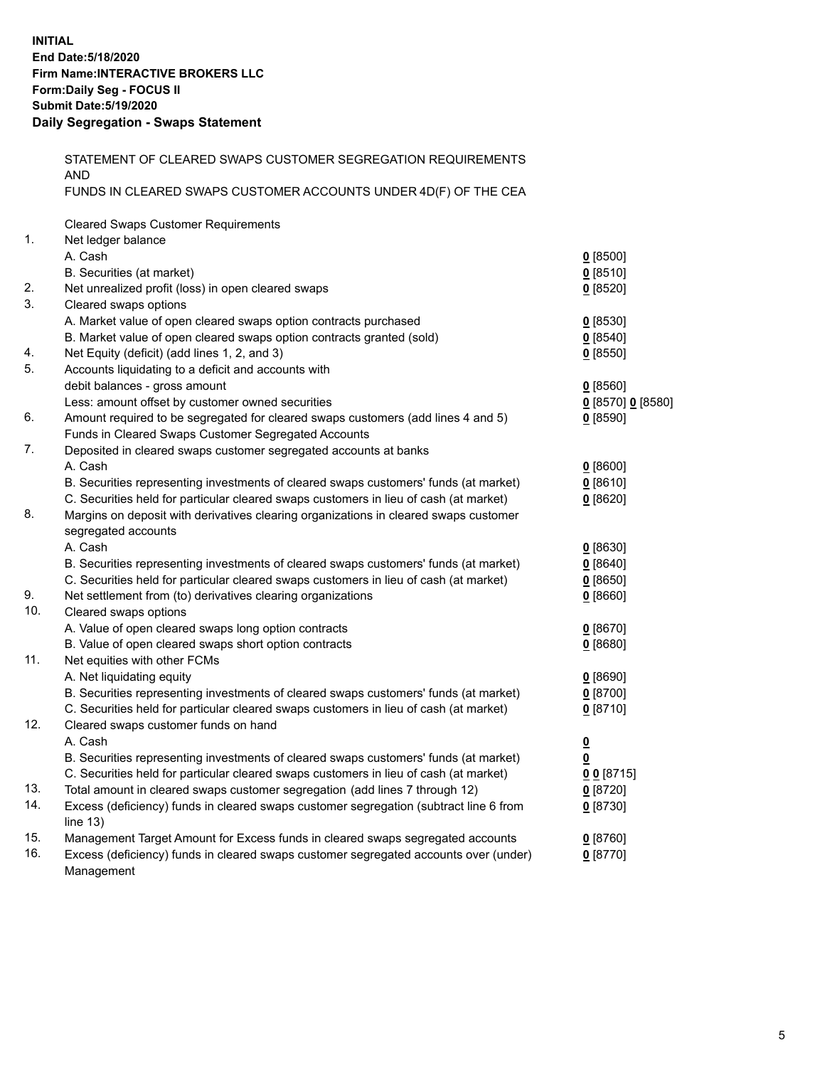**INITIAL**
**End Date:5/18/2020**
**Firm Name:INTERACTIVE BROKERS LLC**
**Form:Daily Seg - FOCUS II**
**Submit Date:5/19/2020**
**Daily Segregation - Swaps Statement**

STATEMENT OF CLEARED SWAPS CUSTOMER SEGREGATION REQUIREMENTS AND FUNDS IN CLEARED SWAPS CUSTOMER ACCOUNTS UNDER 4D(F) OF THE CEA

Cleared Swaps Customer Requirements

| | | |
|---|---|---|
| 1. | Net ledger balance | |
| | A. Cash | 0 [8500] |
| | B. Securities (at market) | 0 [8510] |
| 2. | Net unrealized profit (loss) in open cleared swaps | 0 [8520] |
| 3. | Cleared swaps options | |
| | A. Market value of open cleared swaps option contracts purchased | 0 [8530] |
| | B. Market value of open cleared swaps option contracts granted (sold) | 0 [8540] |
| 4. | Net Equity (deficit) (add lines 1, 2, and 3) | 0 [8550] |
| 5. | Accounts liquidating to a deficit and accounts with debit balances - gross amount | 0 [8560] |
| | Less: amount offset by customer owned securities | 0 [8570] 0 [8580] |
| 6. | Amount required to be segregated for cleared swaps customers (add lines 4 and 5) | 0 [8590] |
| | Funds in Cleared Swaps Customer Segregated Accounts | |
| 7. | Deposited in cleared swaps customer segregated accounts at banks | |
| | A. Cash | 0 [8600] |
| | B. Securities representing investments of cleared swaps customers' funds (at market) | 0 [8610] |
| | C. Securities held for particular cleared swaps customers in lieu of cash (at market) | 0 [8620] |
| 8. | Margins on deposit with derivatives clearing organizations in cleared swaps customer segregated accounts | |
| | A. Cash | 0 [8630] |
| | B. Securities representing investments of cleared swaps customers' funds (at market) | 0 [8640] |
| | C. Securities held for particular cleared swaps customers in lieu of cash (at market) | 0 [8650] |
| 9. | Net settlement from (to) derivatives clearing organizations | 0 [8660] |
| 10. | Cleared swaps options | |
| | A. Value of open cleared swaps long option contracts | 0 [8670] |
| | B. Value of open cleared swaps short option contracts | 0 [8680] |
| 11. | Net equities with other FCMs | |
| | A. Net liquidating equity | 0 [8690] |
| | B. Securities representing investments of cleared swaps customers' funds (at market) | 0 [8700] |
| | C. Securities held for particular cleared swaps customers in lieu of cash (at market) | 0 [8710] |
| 12. | Cleared swaps customer funds on hand | |
| | A. Cash | 0 |
| | B. Securities representing investments of cleared swaps customers' funds (at market) | 0 |
| | C. Securities held for particular cleared swaps customers in lieu of cash (at market) | 0 0 [8715] |
| 13. | Total amount in cleared swaps customer segregation (add lines 7 through 12) | 0 [8720] |
| 14. | Excess (deficiency) funds in cleared swaps customer segregation (subtract line 6 from line 13) | 0 [8730] |
| 15. | Management Target Amount for Excess funds in cleared swaps segregated accounts | 0 [8760] |
| 16. | Excess (deficiency) funds in cleared swaps customer segregated accounts over (under) Management | 0 [8770] |